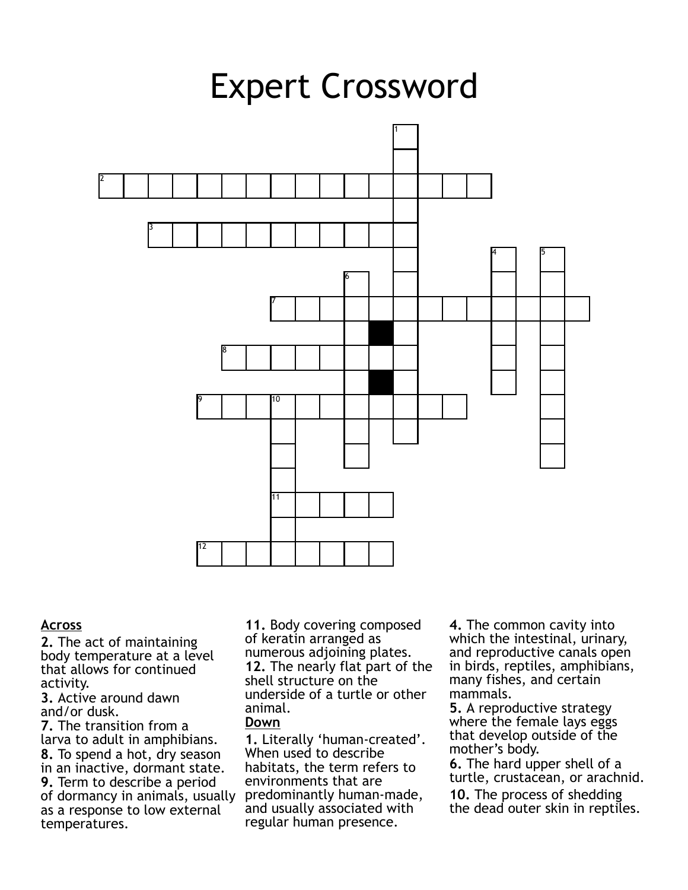# Expert Crossword

**Across**

**2.** The act of maintaining body temperature at a level that allows for continued activity.

**3.** Active around dawn and/or dusk.

**7.** The transition from a larva to adult in amphibians.

**8.** To spend a hot, dry season in an inactive, dormant state.

**9.** Term to describe a period of dormancy in animals, usually as a response to low external temperatures.

**11.** Body covering composed of keratin arranged as numerous adjoining plates.

**12.** The nearly flat part of the shell structure on the underside of a turtle or other animal.

**Down**

**1.** Literally 'human-created'. When used to describe habitats, the term refers to environments that are predominantly human-made, and usually associated with regular human presence.

**4.** The common cavity into which the intestinal, urinary, and reproductive canals open in birds, reptiles, amphibians, many fishes, and certain mammals.

**5.** A reproductive strategy where the female lays eggs that develop outside of the mother's body.

**6.** The hard upper shell of a turtle, crustacean, or arachnid.

**10.** The process of shedding the dead outer skin in reptiles.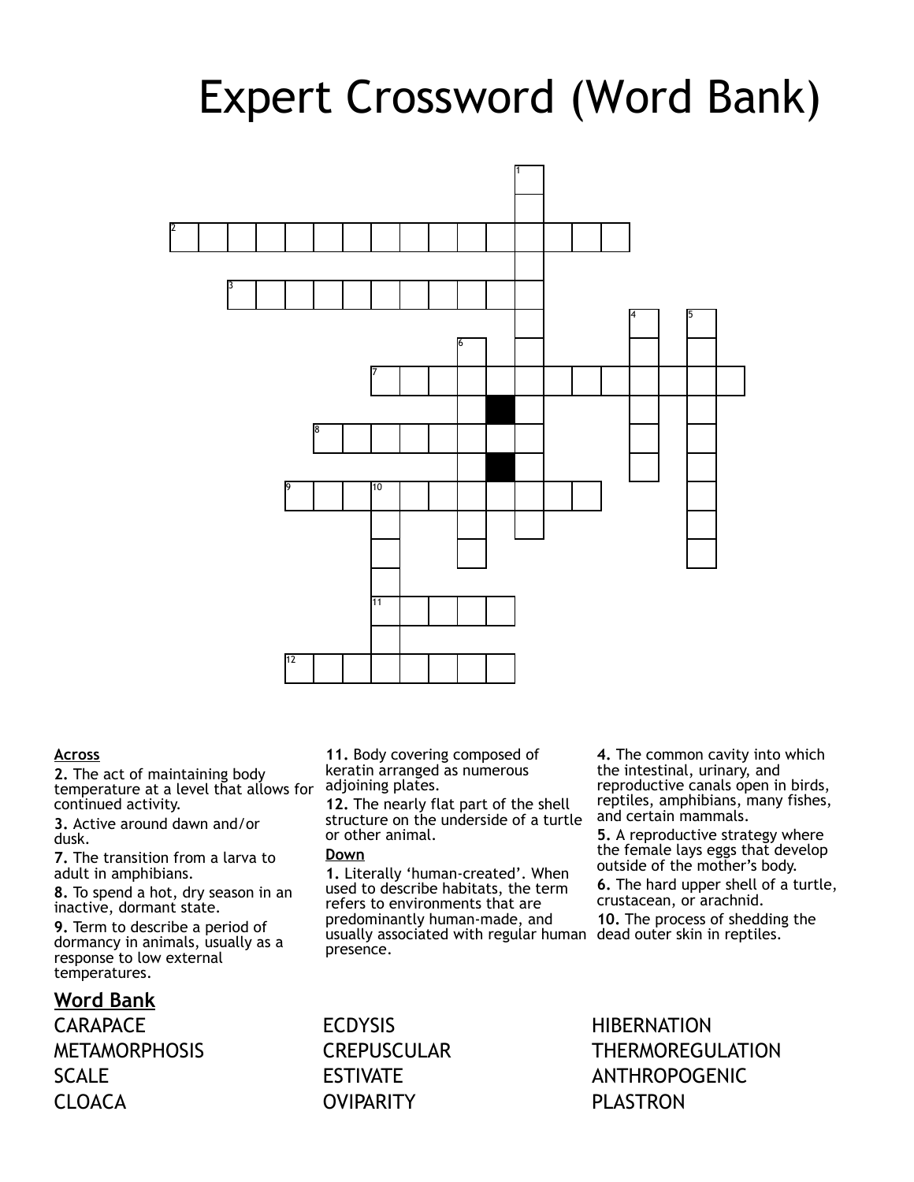# Expert Crossword (Word Bank)

**Across**

**2.** The act of maintaining body temperature at a level that allows for continued activity.

**3.** Active around dawn and/or dusk.

**7.** The transition from a larva to adult in amphibians.

**8.** To spend a hot, dry season in an inactive, dormant state.

**9.** Term to describe a period of dormancy in animals, usually as a response to low external temperatures.

**11.** Body covering composed of keratin arranged as numerous adjoining plates.

**12.** The nearly flat part of the shell structure on the underside of a turtle or other animal.

**Down**

**1.** Literally 'human-created'. When used to describe habitats, the term refers to environments that are predominantly human-made, and usually associated with regular human presence.

**4.** The common cavity into which the intestinal, urinary, and reproductive canals open in birds, reptiles, amphibians, many fishes, and certain mammals.

**5.** A reproductive strategy where the female lays eggs that develop outside of the mother's body.

**6.** The hard upper shell of a turtle, crustacean, or arachnid.

**10.** The process of shedding the dead outer skin in reptiles.

## Word Bank

| | | |
|---|---|---|
| CARAPACE | ECDYSIS | HIBERNATION |
| METAMORPHOSIS | CREPUSCULAR | THERMOREGULATION |
| SCALE | ESTIVATE | ANTHROPOGENIC |
| CLOACA | OVIPARITY | PLASTRON |